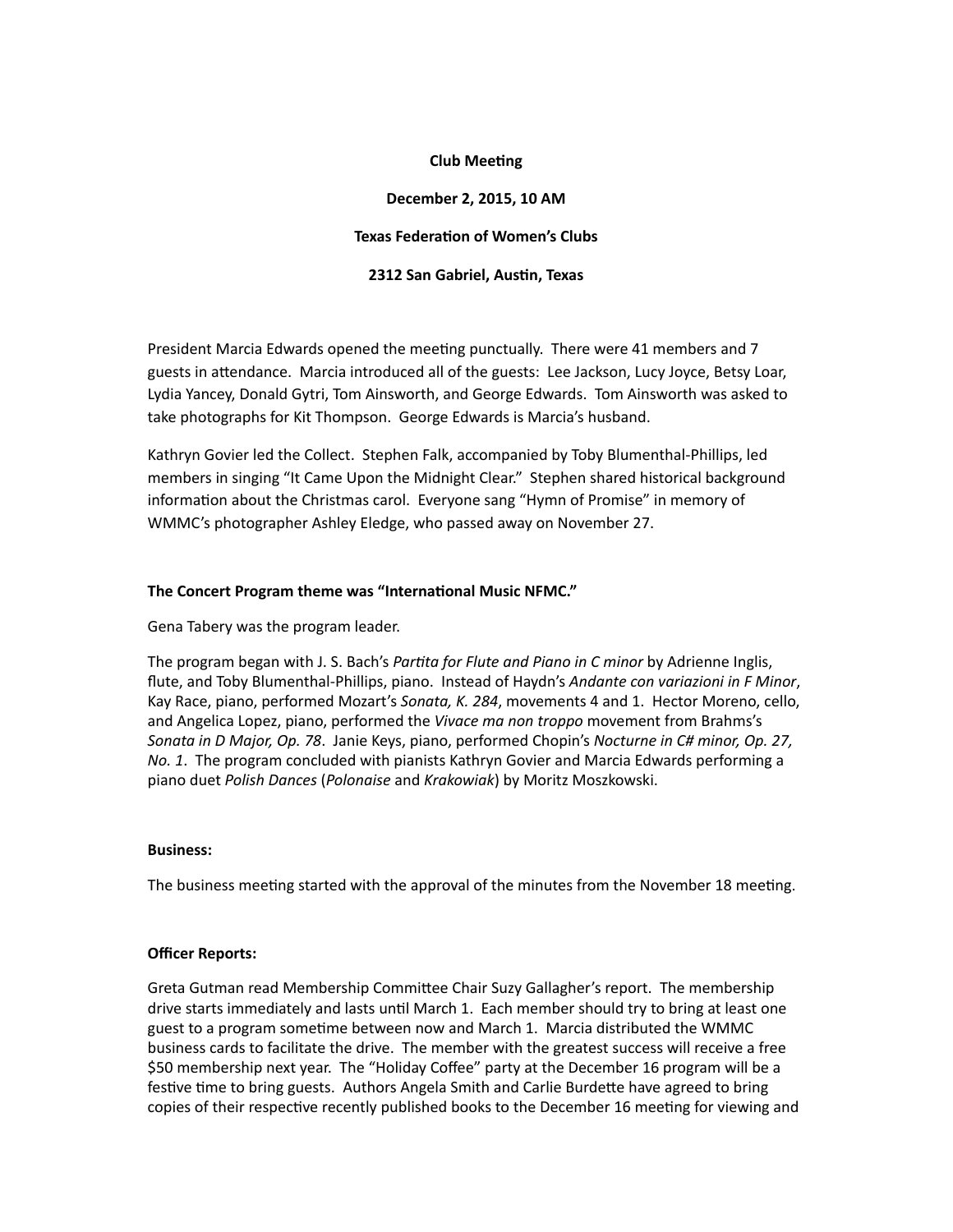**Club Meeting**

**December 2, 2015, 10 AM**

**Texas Federation of Women's Clubs**

**2312 San Gabriel, Austin, Texas**

President Marcia Edwards opened the meeting punctually. There were 41 members and 7 guests in attendance. Marcia introduced all of the guests: Lee Jackson, Lucy Joyce, Betsy Loar, Lydia Yancey, Donald Gytri, Tom Ainsworth, and George Edwards. Tom Ainsworth was asked to take photographs for Kit Thompson. George Edwards is Marcia's husband.

Kathryn Govier led the Collect. Stephen Falk, accompanied by Toby Blumenthal-Phillips, led members in singing "It Came Upon the Midnight Clear." Stephen shared historical background information about the Christmas carol. Everyone sang "Hymn of Promise" in memory of WMMC's photographer Ashley Eledge, who passed away on November 27.

**The Concert Program theme was "International Music NFMC."**

Gena Tabery was the program leader.

The program began with J. S. Bach's *Partita for Flute and Piano in C minor* by Adrienne Inglis, flute, and Toby Blumenthal-Phillips, piano. Instead of Haydn's *Andante con variazioni in F Minor*, Kay Race, piano, performed Mozart's *Sonata, K. 284*, movements 4 and 1. Hector Moreno, cello, and Angelica Lopez, piano, performed the *Vivace ma non troppo* movement from Brahms's *Sonata in D Major, Op. 78*. Janie Keys, piano, performed Chopin's *Nocturne in C# minor, Op. 27, No. 1*. The program concluded with pianists Kathryn Govier and Marcia Edwards performing a piano duet *Polish Dances* (*Polonaise* and *Krakowiak*) by Moritz Moszkowski.

**Business:**

The business meeting started with the approval of the minutes from the November 18 meeting.

**Officer Reports:**

Greta Gutman read Membership Committee Chair Suzy Gallagher's report. The membership drive starts immediately and lasts until March 1. Each member should try to bring at least one guest to a program sometime between now and March 1. Marcia distributed the WMMC business cards to facilitate the drive. The member with the greatest success will receive a free $50 membership next year. The "Holiday Coffee" party at the December 16 program will be a festive time to bring guests. Authors Angela Smith and Carlie Burdette have agreed to bring copies of their respective recently published books to the December 16 meeting for viewing and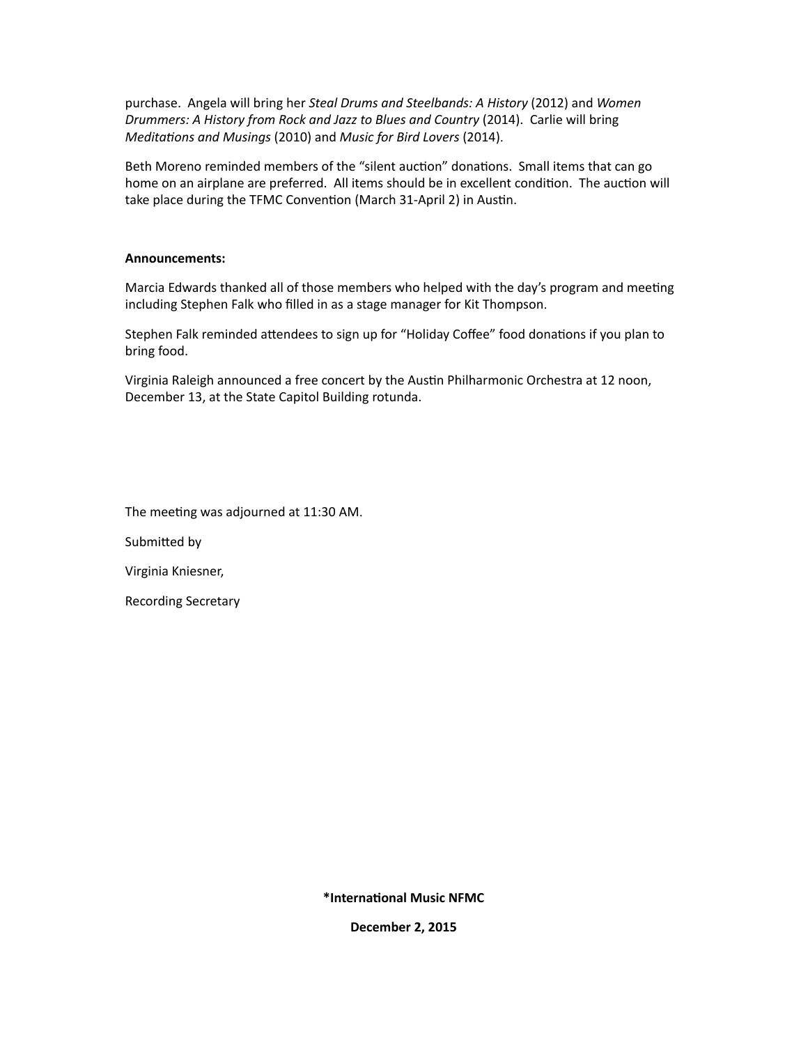purchase. Angela will bring her *Steal Drums and Steelbands: A History* (2012) and *Women Drummers: A History from Rock and Jazz to Blues and Country* (2014). Carlie will bring *Meditations and Musings* (2010) and *Music for Bird Lovers* (2014).

Beth Moreno reminded members of the "silent auction" donations. Small items that can go home on an airplane are preferred. All items should be in excellent condition. The auction will take place during the TFMC Convention (March 31-April 2) in Austin.

**Announcements:**

Marcia Edwards thanked all of those members who helped with the day's program and meeting including Stephen Falk who filled in as a stage manager for Kit Thompson.

Stephen Falk reminded attendees to sign up for "Holiday Coffee" food donations if you plan to bring food.

Virginia Raleigh announced a free concert by the Austin Philharmonic Orchestra at 12 noon, December 13, at the State Capitol Building rotunda.

The meeting was adjourned at 11:30 AM.

Submitted by

Virginia Kniesner,

Recording Secretary

**\*International Music NFMC**

**December 2, 2015**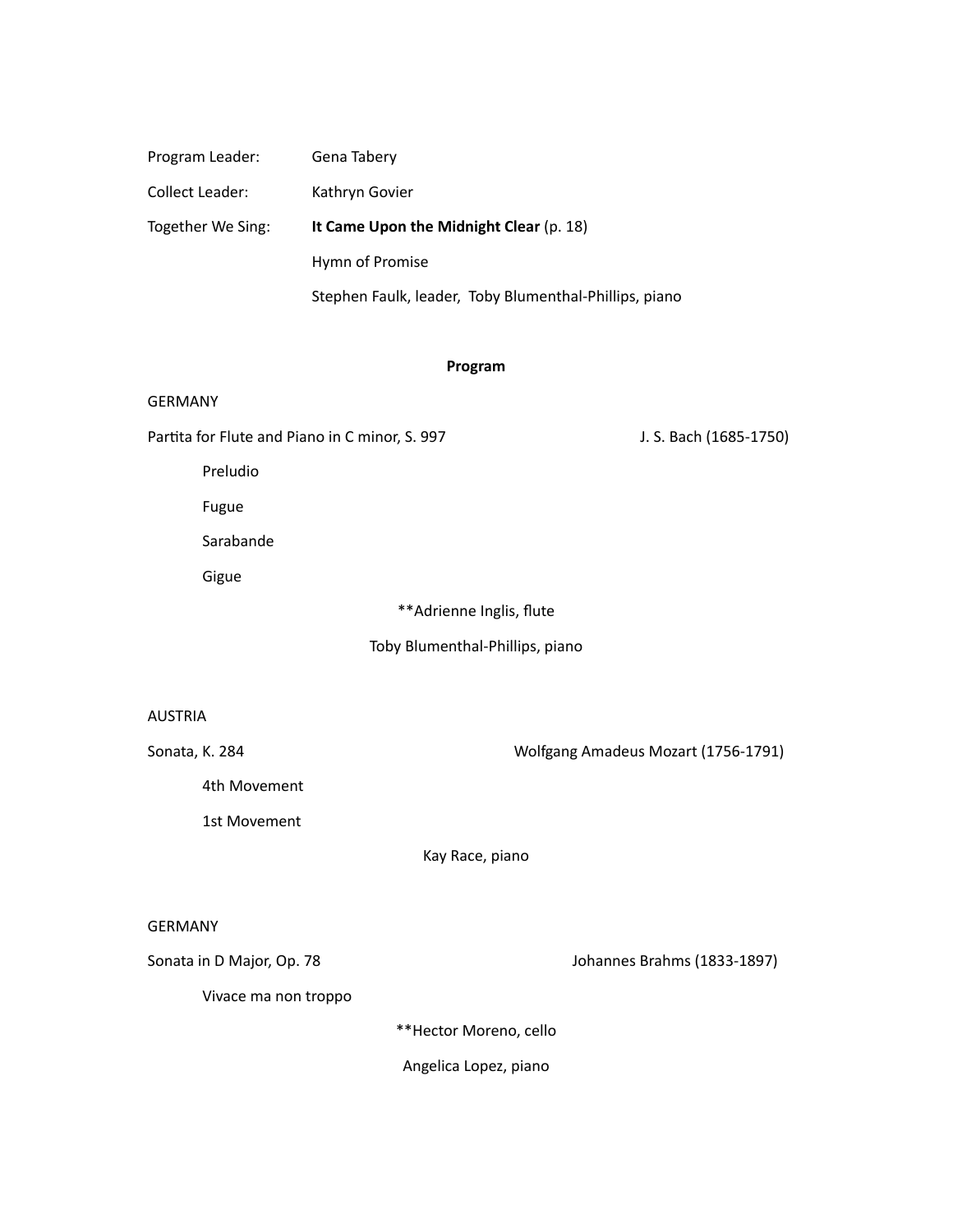Program Leader: Gena Tabery

Collect Leader: Kathryn Govier

Together We Sing: **It Came Upon the Midnight Clear** (p. 18)

Hymn of Promise

Stephen Faulk, leader, Toby Blumenthal-Phillips, piano

**Program**

GERMANY

Partita for Flute and Piano in C minor, S. 997 — J. S. Bach (1685-1750)

- Preludio
- Fugue
- Sarabande
- Gigue

**Adrienne Inglis, flute

Toby Blumenthal-Phillips, piano

AUSTRIA

Sonata, K. 284 — Wolfgang Amadeus Mozart (1756-1791)

- 4th Movement
- 1st Movement

Kay Race, piano

GERMANY

Sonata in D Major, Op. 78 — Johannes Brahms (1833-1897)

- Vivace ma non troppo

**Hector Moreno, cello

Angelica Lopez, piano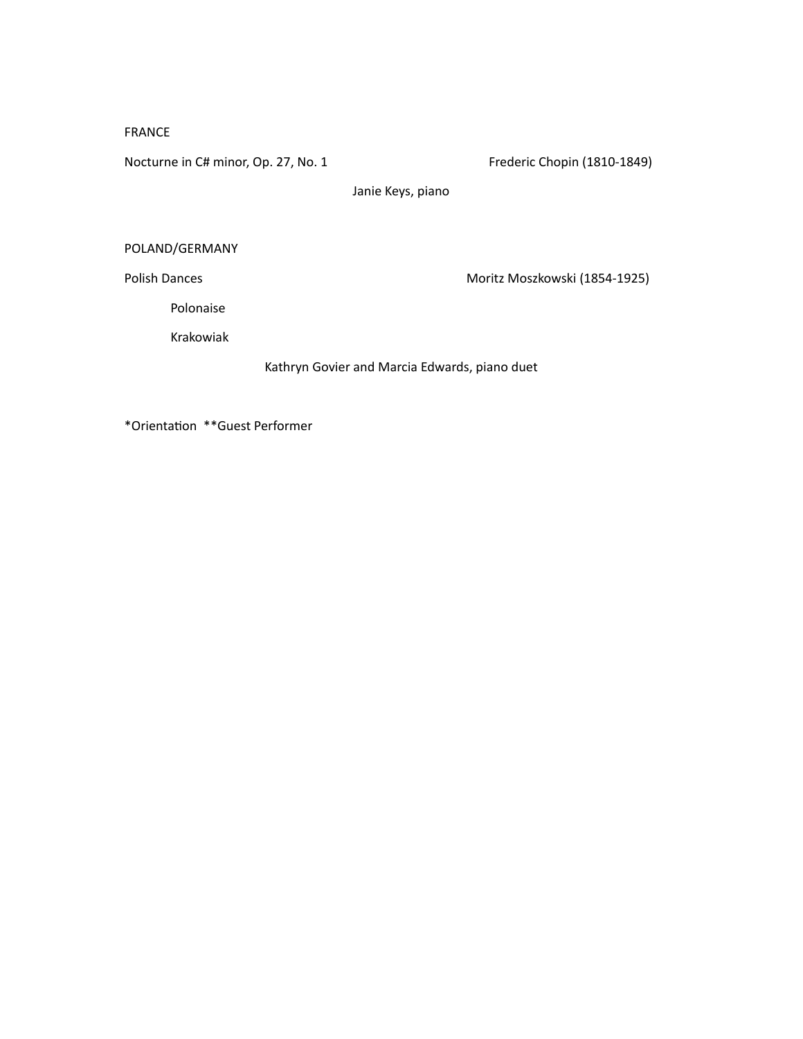FRANCE

Nocturne in C# minor, Op. 27, No. 1 — Frederic Chopin (1810-1849)

Janie Keys, piano

POLAND/GERMANY

Polish Dances — Moritz Moszkowski (1854-1925)

- Polonaise
- Krakowiak

Kathryn Govier and Marcia Edwards, piano duet

*Orientation **Guest Performer